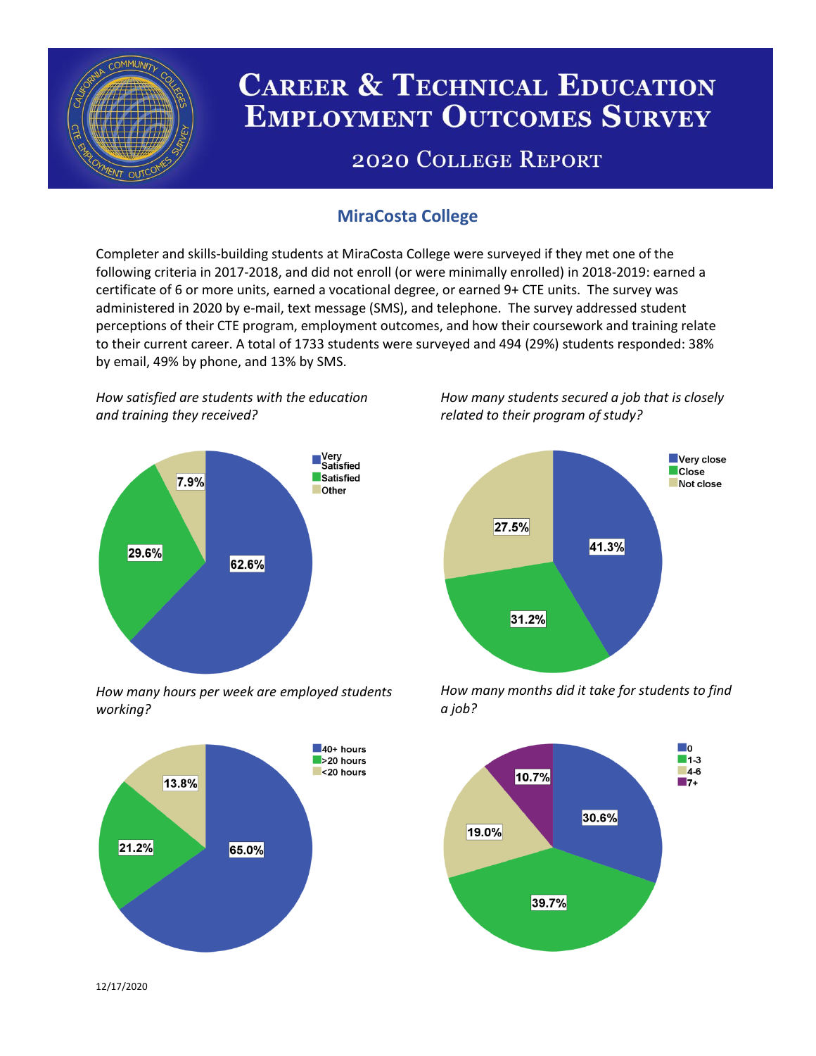# Career & Technical Education Employment Outcomes Survey

## 2020 College Report

### MiraCosta College

Completer and skills-building students at MiraCosta College were surveyed if they met one of the following criteria in 2017-2018, and did not enroll (or were minimally enrolled) in 2018-2019: earned a certificate of 6 or more units, earned a vocational degree, or earned 9+ CTE units. The survey was administered in 2020 by e-mail, text message (SMS), and telephone. The survey addressed student perceptions of their CTE program, employment outcomes, and how their coursework and training relate to their current career. A total of 1733 students were surveyed and 494 (29%) students responded: 38% by email, 49% by phone, and 13% by SMS.

*How satisfied are students with the education and training they received?*

| Response | Percent |
| --- | --- |
| Very Satisfied | 62.6% |
| Satisfied | 29.6% |
| Other | 7.9% |

*How many students secured a job that is closely related to their program of study?*

| Response | Percent |
| --- | --- |
| Very close | 41.3% |
| Close | 31.2% |
| Not close | 27.5% |

*How many hours per week are employed students working?*

| Response | Percent |
| --- | --- |
| 40+ hours | 65.0% |
| >20 hours | 21.2% |
| <20 hours | 13.8% |

*How many months did it take for students to find a job?*

| Response | Percent |
| --- | --- |
| 0 | 30.6% |
| 1-3 | 39.7% |
| 4-6 | 19.0% |
| 7+ | 10.7% |

12/17/2020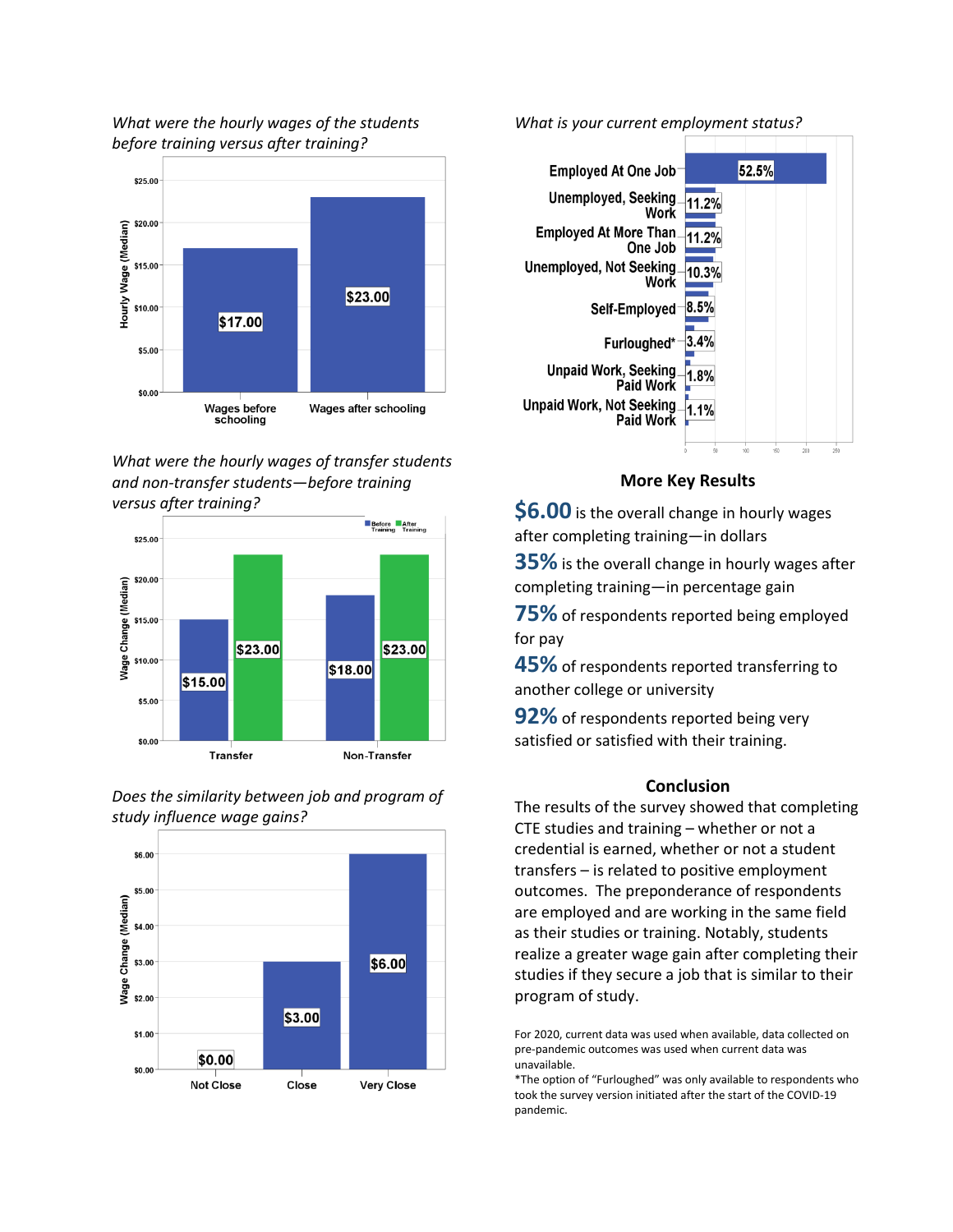*What were the hourly wages of the students before training versus after training?*

Hourly Wage (Median)

$25.00
$20.00
$15.00
$10.00
$5.00
$0.00

$17.00
$23.00

Wages before schooling
Wages after schooling

*What were the hourly wages of transfer students and non-transfer students—before training versus after training?*

Before Training
After Training

Wage Change (Median)

$25.00
$20.00
$15.00
$10.00
$5.00
$0.00

$15.00
$23.00
$18.00
$23.00

Transfer
Non-Transfer

*Does the similarity between job and program of study influence wage gains?*

Wage Change (Median)

$6.00
$5.00
$4.00
$3.00
$2.00
$1.00
$0.00

$0.00
$3.00
$6.00

Not Close
Close
Very Close

*What is your current employment status?*

Employed At One Job 52.5%
Unemployed, Seeking Work 11.2%
Employed At More Than One Job 11.2%
Unemployed, Not Seeking Work 10.3%
Self-Employed 8.5%
Furloughed* 3.4%
Unpaid Work, Seeking Paid Work 1.8%
Unpaid Work, Not Seeking Paid Work 1.1%

0
50
100
150
200
250

## More Key Results

**$6.00** is the overall change in hourly wages after completing training—in dollars

**35%** is the overall change in hourly wages after completing training—in percentage gain

**75%** of respondents reported being employed for pay

**45%** of respondents reported transferring to another college or university

**92%** of respondents reported being very satisfied or satisfied with their training.

## Conclusion

The results of the survey showed that completing CTE studies and training – whether or not a credential is earned, whether or not a student transfers – is related to positive employment outcomes. The preponderance of respondents are employed and are working in the same field as their studies or training. Notably, students realize a greater wage gain after completing their studies if they secure a job that is similar to their program of study.

For 2020, current data was used when available, data collected on pre-pandemic outcomes was used when current data was unavailable.

*The option of "Furloughed" was only available to respondents who took the survey version initiated after the start of the COVID-19 pandemic.